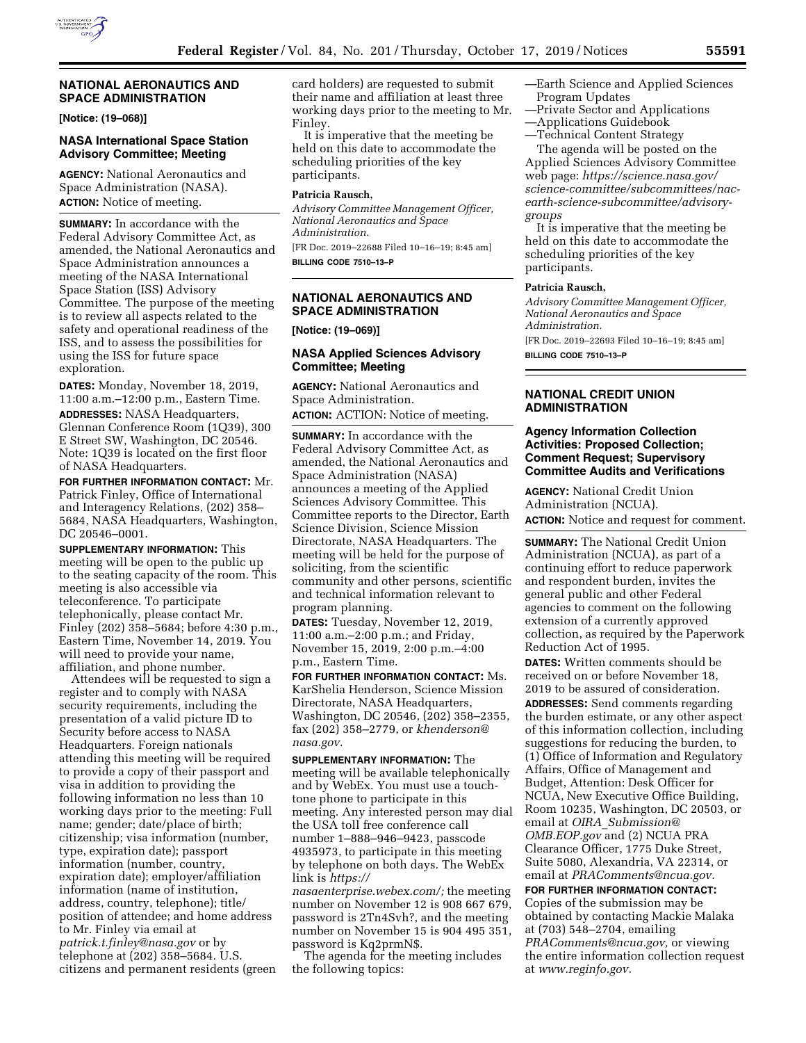## NATIONAL AERONAUTICS AND SPACE ADMINISTRATION

**[Notice: (19–068)]**

### NASA International Space Station Advisory Committee; Meeting

**AGENCY:** National Aeronautics and Space Administration (NASA).

**ACTION:** Notice of meeting.

**SUMMARY:** In accordance with the Federal Advisory Committee Act, as amended, the National Aeronautics and Space Administration announces a meeting of the NASA International Space Station (ISS) Advisory Committee. The purpose of the meeting is to review all aspects related to the safety and operational readiness of the ISS, and to assess the possibilities for using the ISS for future space exploration.

**DATES:** Monday, November 18, 2019, 11:00 a.m.–12:00 p.m., Eastern Time.

**ADDRESSES:** NASA Headquarters, Glennan Conference Room (1Q39), 300 E Street SW, Washington, DC 20546. Note: 1Q39 is located on the first floor of NASA Headquarters.

**FOR FURTHER INFORMATION CONTACT:** Mr. Patrick Finley, Office of International and Interagency Relations, (202) 358–5684, NASA Headquarters, Washington, DC 20546–0001.

**SUPPLEMENTARY INFORMATION:** This meeting will be open to the public up to the seating capacity of the room. This meeting is also accessible via teleconference. To participate telephonically, please contact Mr. Finley (202) 358–5684; before 4:30 p.m., Eastern Time, November 14, 2019. You will need to provide your name, affiliation, and phone number.

Attendees will be requested to sign a register and to comply with NASA security requirements, including the presentation of a valid picture ID to Security before access to NASA Headquarters. Foreign nationals attending this meeting will be required to provide a copy of their passport and visa in addition to providing the following information no less than 10 working days prior to the meeting: Full name; gender; date/place of birth; citizenship; visa information (number, type, expiration date); passport information (number, country, expiration date); employer/affiliation information (name of institution, address, country, telephone); title/position of attendee; and home address to Mr. Finley via email at *patrick.t.finley@nasa.gov* or by telephone at (202) 358–5684. U.S. citizens and permanent residents (green card holders) are requested to submit their name and affiliation at least three working days prior to the meeting to Mr. Finley.

It is imperative that the meeting be held on this date to accommodate the scheduling priorities of the key participants.

**Patricia Rausch,**

*Advisory Committee Management Officer, National Aeronautics and Space Administration.*

[FR Doc. 2019–22688 Filed 10–16–19; 8:45 am]

**BILLING CODE 7510–13–P**

## NATIONAL AERONAUTICS AND SPACE ADMINISTRATION

**[Notice: (19–069)]**

### NASA Applied Sciences Advisory Committee; Meeting

**AGENCY:** National Aeronautics and Space Administration.

**ACTION:** ACTION: Notice of meeting.

**SUMMARY:** In accordance with the Federal Advisory Committee Act, as amended, the National Aeronautics and Space Administration (NASA) announces a meeting of the Applied Sciences Advisory Committee. This Committee reports to the Director, Earth Science Division, Science Mission Directorate, NASA Headquarters. The meeting will be held for the purpose of soliciting, from the scientific community and other persons, scientific and technical information relevant to program planning.

**DATES:** Tuesday, November 12, 2019, 11:00 a.m.–2:00 p.m.; and Friday, November 15, 2019, 2:00 p.m.–4:00 p.m., Eastern Time.

**FOR FURTHER INFORMATION CONTACT:** Ms. KarShelia Henderson, Science Mission Directorate, NASA Headquarters, Washington, DC 20546, (202) 358–2355, fax (202) 358–2779, or *khenderson@nasa.gov.*

**SUPPLEMENTARY INFORMATION:** The meeting will be available telephonically and by WebEx. You must use a touch-tone phone to participate in this meeting. Any interested person may dial the USA toll free conference call number 1–888–946–9423, passcode 4935973, to participate in this meeting by telephone on both days. The WebEx link is *https://nasaenterprise.webex.com/;* the meeting number on November 12 is 908 667 679, password is 2Tn4Svh?, and the meeting number on November 15 is 904 495 351, password is Kq2prmN$.

The agenda for the meeting includes the following topics:

—Earth Science and Applied Sciences Program Updates
—Private Sector and Applications
—Applications Guidebook
—Technical Content Strategy

The agenda will be posted on the Applied Sciences Advisory Committee web page: *https://science.nasa.gov/science-committee/subcommittees/nac-earth-science-subcommittee/advisory-groups*

It is imperative that the meeting be held on this date to accommodate the scheduling priorities of the key participants.

**Patricia Rausch,**

*Advisory Committee Management Officer, National Aeronautics and Space Administration.*

[FR Doc. 2019–22693 Filed 10–16–19; 8:45 am]

**BILLING CODE 7510–13–P**

## NATIONAL CREDIT UNION ADMINISTRATION

### Agency Information Collection Activities: Proposed Collection; Comment Request; Supervisory Committee Audits and Verifications

**AGENCY:** National Credit Union Administration (NCUA).

**ACTION:** Notice and request for comment.

**SUMMARY:** The National Credit Union Administration (NCUA), as part of a continuing effort to reduce paperwork and respondent burden, invites the general public and other Federal agencies to comment on the following extension of a currently approved collection, as required by the Paperwork Reduction Act of 1995.

**DATES:** Written comments should be received on or before November 18, 2019 to be assured of consideration.

**ADDRESSES:** Send comments regarding the burden estimate, or any other aspect of this information collection, including suggestions for reducing the burden, to (1) Office of Information and Regulatory Affairs, Office of Management and Budget, Attention: Desk Officer for NCUA, New Executive Office Building, Room 10235, Washington, DC 20503, or email at *OIRA_Submission@OMB.EOP.gov* and (2) NCUA PRA Clearance Officer, 1775 Duke Street, Suite 5080, Alexandria, VA 22314, or email at *PRAComments@ncua.gov.*

**FOR FURTHER INFORMATION CONTACT:** Copies of the submission may be obtained by contacting Mackie Malaka at (703) 548–2704, emailing *PRAComments@ncua.gov,* or viewing the entire information collection request at *www.reginfo.gov.*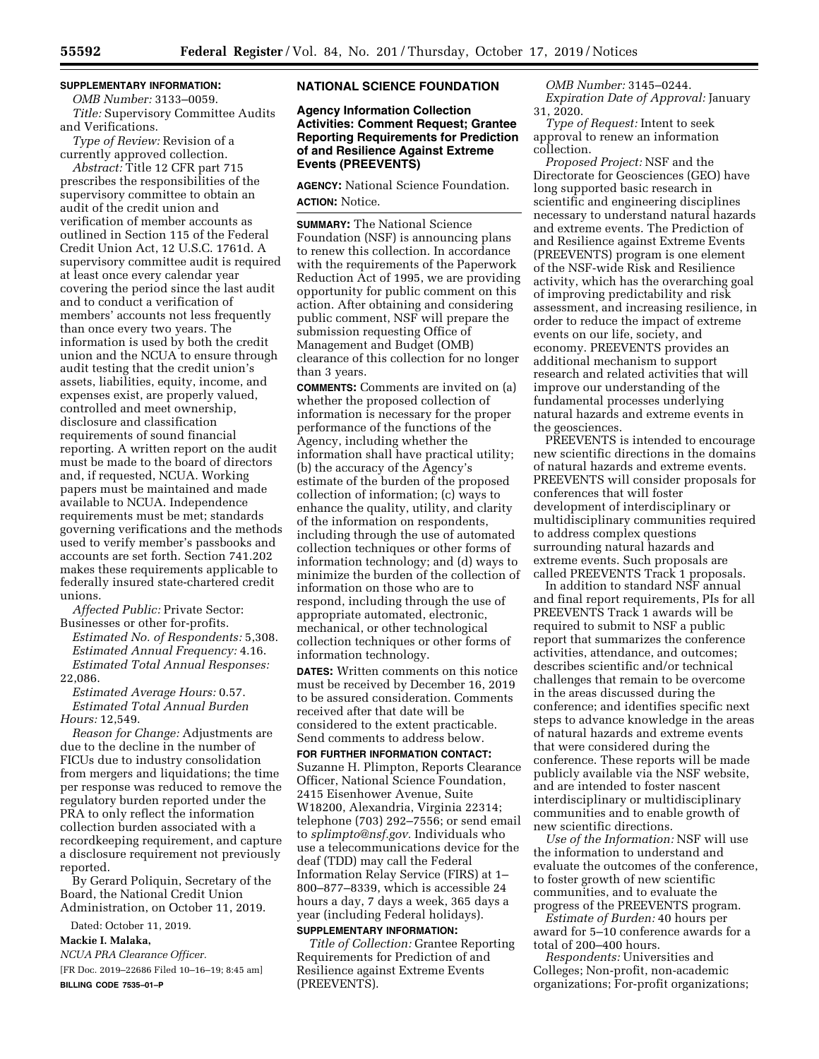**SUPPLEMENTARY INFORMATION:**

*OMB Number:* 3133–0059.

*Title:* Supervisory Committee Audits and Verifications.

*Type of Review:* Revision of a currently approved collection.

*Abstract:* Title 12 CFR part 715 prescribes the responsibilities of the supervisory committee to obtain an audit of the credit union and verification of member accounts as outlined in Section 115 of the Federal Credit Union Act, 12 U.S.C. 1761d. A supervisory committee audit is required at least once every calendar year covering the period since the last audit and to conduct a verification of members' accounts not less frequently than once every two years. The information is used by both the credit union and the NCUA to ensure through audit testing that the credit union's assets, liabilities, equity, income, and expenses exist, are properly valued, controlled and meet ownership, disclosure and classification requirements of sound financial reporting. A written report on the audit must be made to the board of directors and, if requested, NCUA. Working papers must be maintained and made available to NCUA. Independence requirements must be met; standards governing verifications and the methods used to verify member's passbooks and accounts are set forth. Section 741.202 makes these requirements applicable to federally insured state-chartered credit unions.

*Affected Public:* Private Sector: Businesses or other for-profits.

*Estimated No. of Respondents:* 5,308.

*Estimated Annual Frequency:* 4.16.

*Estimated Total Annual Responses:* 22,086.

*Estimated Average Hours:* 0.57.

*Estimated Total Annual Burden Hours:* 12,549.

*Reason for Change:* Adjustments are due to the decline in the number of FICUs due to industry consolidation from mergers and liquidations; the time per response was reduced to remove the regulatory burden reported under the PRA to only reflect the information collection burden associated with a recordkeeping requirement, and capture a disclosure requirement not previously reported.

By Gerard Poliquin, Secretary of the Board, the National Credit Union Administration, on October 11, 2019.

Dated: October 11, 2019.

**Mackie I. Malaka,**

*NCUA PRA Clearance Officer.*

[FR Doc. 2019–22686 Filed 10–16–19; 8:45 am]

**BILLING CODE 7535–01–P**

## NATIONAL SCIENCE FOUNDATION

### Agency Information Collection Activities: Comment Request; Grantee Reporting Requirements for Prediction of and Resilience Against Extreme Events (PREEVENTS)

**AGENCY:** National Science Foundation.

**ACTION:** Notice.

**SUMMARY:** The National Science Foundation (NSF) is announcing plans to renew this collection. In accordance with the requirements of the Paperwork Reduction Act of 1995, we are providing opportunity for public comment on this action. After obtaining and considering public comment, NSF will prepare the submission requesting Office of Management and Budget (OMB) clearance of this collection for no longer than 3 years.

**COMMENTS:** Comments are invited on (a) whether the proposed collection of information is necessary for the proper performance of the functions of the Agency, including whether the information shall have practical utility; (b) the accuracy of the Agency's estimate of the burden of the proposed collection of information; (c) ways to enhance the quality, utility, and clarity of the information on respondents, including through the use of automated collection techniques or other forms of information technology; and (d) ways to minimize the burden of the collection of information on those who are to respond, including through the use of appropriate automated, electronic, mechanical, or other technological collection techniques or other forms of information technology.

**DATES:** Written comments on this notice must be received by December 16, 2019 to be assured consideration. Comments received after that date will be considered to the extent practicable. Send comments to address below.

**FOR FURTHER INFORMATION CONTACT:** Suzanne H. Plimpton, Reports Clearance Officer, National Science Foundation, 2415 Eisenhower Avenue, Suite W18200, Alexandria, Virginia 22314; telephone (703) 292–7556; or send email to *splimpto@nsf.gov*. Individuals who use a telecommunications device for the deaf (TDD) may call the Federal Information Relay Service (FIRS) at 1–800–877–8339, which is accessible 24 hours a day, 7 days a week, 365 days a year (including Federal holidays).

**SUPPLEMENTARY INFORMATION:**

*Title of Collection:* Grantee Reporting Requirements for Prediction of and Resilience against Extreme Events (PREEVENTS).

*OMB Number:* 3145–0244.

*Expiration Date of Approval:* January 31, 2020.

*Type of Request:* Intent to seek approval to renew an information collection.

*Proposed Project:* NSF and the Directorate for Geosciences (GEO) have long supported basic research in scientific and engineering disciplines necessary to understand natural hazards and extreme events. The Prediction of and Resilience against Extreme Events (PREEVENTS) program is one element of the NSF-wide Risk and Resilience activity, which has the overarching goal of improving predictability and risk assessment, and increasing resilience, in order to reduce the impact of extreme events on our life, society, and economy. PREEVENTS provides an additional mechanism to support research and related activities that will improve our understanding of the fundamental processes underlying natural hazards and extreme events in the geosciences.

PREEVENTS is intended to encourage new scientific directions in the domains of natural hazards and extreme events. PREEVENTS will consider proposals for conferences that will foster development of interdisciplinary or multidisciplinary communities required to address complex questions surrounding natural hazards and extreme events. Such proposals are called PREEVENTS Track 1 proposals.

In addition to standard NSF annual and final report requirements, PIs for all PREEVENTS Track 1 awards will be required to submit to NSF a public report that summarizes the conference activities, attendance, and outcomes; describes scientific and/or technical challenges that remain to be overcome in the areas discussed during the conference; and identifies specific next steps to advance knowledge in the areas of natural hazards and extreme events that were considered during the conference. These reports will be made publicly available via the NSF website, and are intended to foster nascent interdisciplinary or multidisciplinary communities and to enable growth of new scientific directions.

*Use of the Information:* NSF will use the information to understand and evaluate the outcomes of the conference, to foster growth of new scientific communities, and to evaluate the progress of the PREEVENTS program.

*Estimate of Burden:* 40 hours per award for 5–10 conference awards for a total of 200–400 hours.

*Respondents:* Universities and Colleges; Non-profit, non-academic organizations; For-profit organizations;